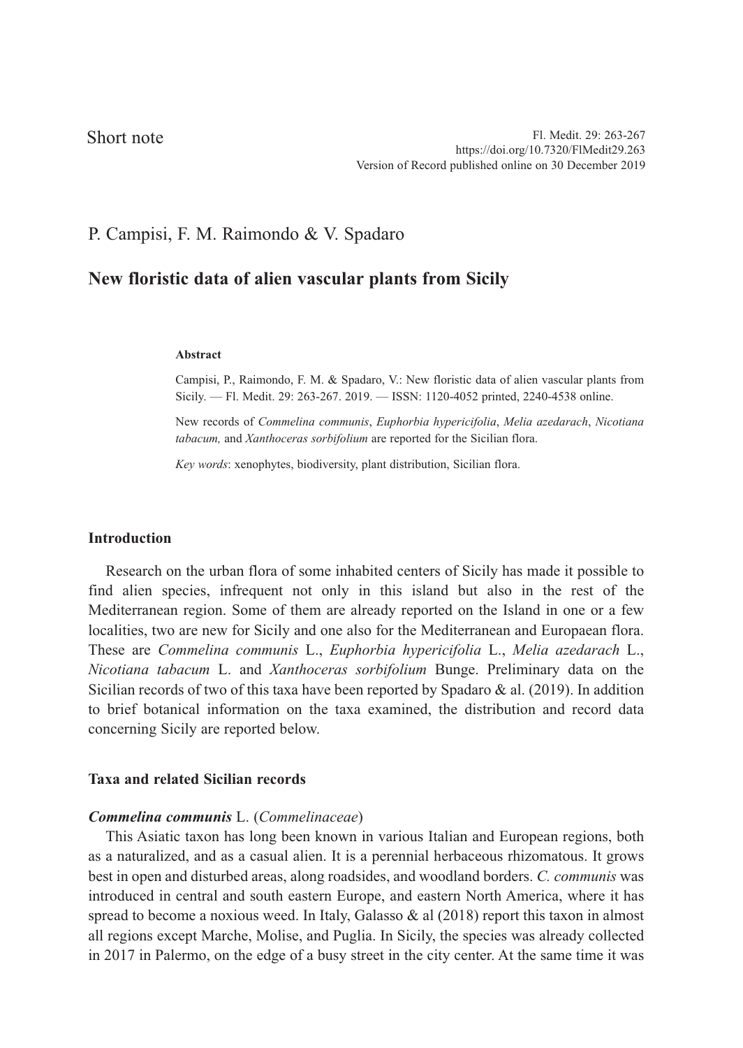Short note

P. Campisi, F. M. Raimondo & V. Spadaro

# New floristic data of alien vascular plants from Sicily

**Abstract**

Campisi, P., Raimondo, F. M. & Spadaro, V.: New floristic data of alien vascular plants from Sicily. — Fl. Medit. 29: 263-267. 2019. — ISSN: 1120-4052 printed, 2240-4538 online.

New records of *Commelina communis*, *Euphorbia hypericifolia*, *Melia azedarach*, *Nicotiana tabacum,* and *Xanthoceras sorbifolium* are reported for the Sicilian flora.

*Key words*: xenophytes, biodiversity, plant distribution, Sicilian flora.

## Introduction

Research on the urban flora of some inhabited centers of Sicily has made it possible to find alien species, infrequent not only in this island but also in the rest of the Mediterranean region. Some of them are already reported on the Island in one or a few localities, two are new for Sicily and one also for the Mediterranean and Europaean flora. These are *Commelina communis* L., *Euphorbia hypericifolia* L., *Melia azedarach* L., *Nicotiana tabacum* L. and *Xanthoceras sorbifolium* Bunge. Preliminary data on the Sicilian records of two of this taxa have been reported by Spadaro & al. (2019). In addition to brief botanical information on the taxa examined, the distribution and record data concerning Sicily are reported below.

## Taxa and related Sicilian records

***Commelina communis*** **L. (*Commelinaceae*)**

This Asiatic taxon has long been known in various Italian and European regions, both as a naturalized, and as a casual alien. It is a perennial herbaceous rhizomatous. It grows best in open and disturbed areas, along roadsides, and woodland borders. *C. communis* was introduced in central and south eastern Europe, and eastern North America, where it has spread to become a noxious weed. In Italy, Galasso & al (2018) report this taxon in almost all regions except Marche, Molise, and Puglia. In Sicily, the species was already collected in 2017 in Palermo, on the edge of a busy street in the city center. At the same time it was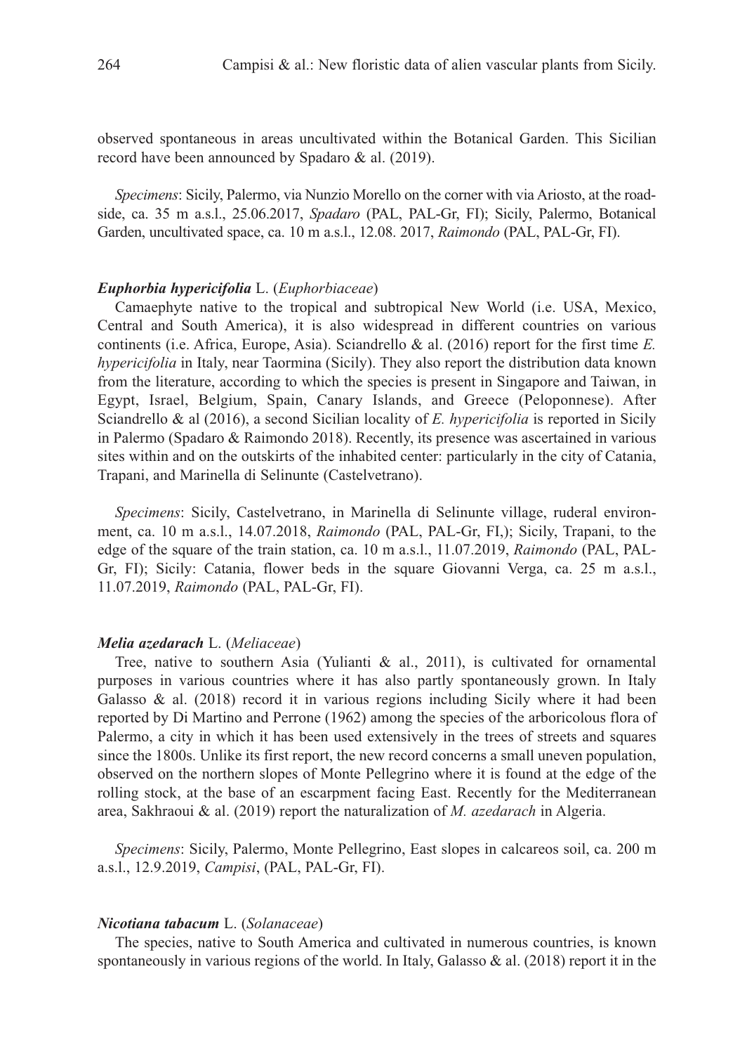observed spontaneous in areas uncultivated within the Botanical Garden. This Sicilian record have been announced by Spadaro & al. (2019).

*Specimens*: Sicily, Palermo, via Nunzio Morello on the corner with via Ariosto, at the roadside, ca. 35 m a.s.l., 25.06.2017, *Spadaro* (PAL, PAL-Gr, FI); Sicily, Palermo, Botanical Garden, uncultivated space, ca. 10 m a.s.l., 12.08. 2017, *Raimondo* (PAL, PAL-Gr, FI).

### ***Euphorbia hypericifolia*** **L. (*Euphorbiaceae*)**

Camaephyte native to the tropical and subtropical New World (i.e. USA, Mexico, Central and South America), it is also widespread in different countries on various continents (i.e. Africa, Europe, Asia). Sciandrello & al. (2016) report for the first time *E. hypericifolia* in Italy, near Taormina (Sicily). They also report the distribution data known from the literature, according to which the species is present in Singapore and Taiwan, in Egypt, Israel, Belgium, Spain, Canary Islands, and Greece (Peloponnese). After Sciandrello & al (2016), a second Sicilian locality of *E. hypericifolia* is reported in Sicily in Palermo (Spadaro & Raimondo 2018). Recently, its presence was ascertained in various sites within and on the outskirts of the inhabited center: particularly in the city of Catania, Trapani, and Marinella di Selinunte (Castelvetrano).

*Specimens*: Sicily, Castelvetrano, in Marinella di Selinunte village, ruderal environment, ca. 10 m a.s.l., 14.07.2018, *Raimondo* (PAL, PAL-Gr, FI,); Sicily, Trapani, to the edge of the square of the train station, ca. 10 m a.s.l., 11.07.2019, *Raimondo* (PAL, PAL-Gr, FI); Sicily: Catania, flower beds in the square Giovanni Verga, ca. 25 m a.s.l., 11.07.2019, *Raimondo* (PAL, PAL-Gr, FI).

### ***Melia azedarach*** **L. (*Meliaceae*)**

Tree, native to southern Asia (Yulianti & al., 2011), is cultivated for ornamental purposes in various countries where it has also partly spontaneously grown. In Italy Galasso & al. (2018) record it in various regions including Sicily where it had been reported by Di Martino and Perrone (1962) among the species of the arboricolous flora of Palermo, a city in which it has been used extensively in the trees of streets and squares since the 1800s. Unlike its first report, the new record concerns a small uneven population, observed on the northern slopes of Monte Pellegrino where it is found at the edge of the rolling stock, at the base of an escarpment facing East. Recently for the Mediterranean area, Sakhraoui & al. (2019) report the naturalization of *M. azedarach* in Algeria.

*Specimens*: Sicily, Palermo, Monte Pellegrino, East slopes in calcareos soil, ca. 200 m a.s.l., 12.9.2019, *Campisi*, (PAL, PAL-Gr, FI).

### ***Nicotiana tabacum*** **L. (*Solanaceae*)**

The species, native to South America and cultivated in numerous countries, is known spontaneously in various regions of the world. In Italy, Galasso & al. (2018) report it in the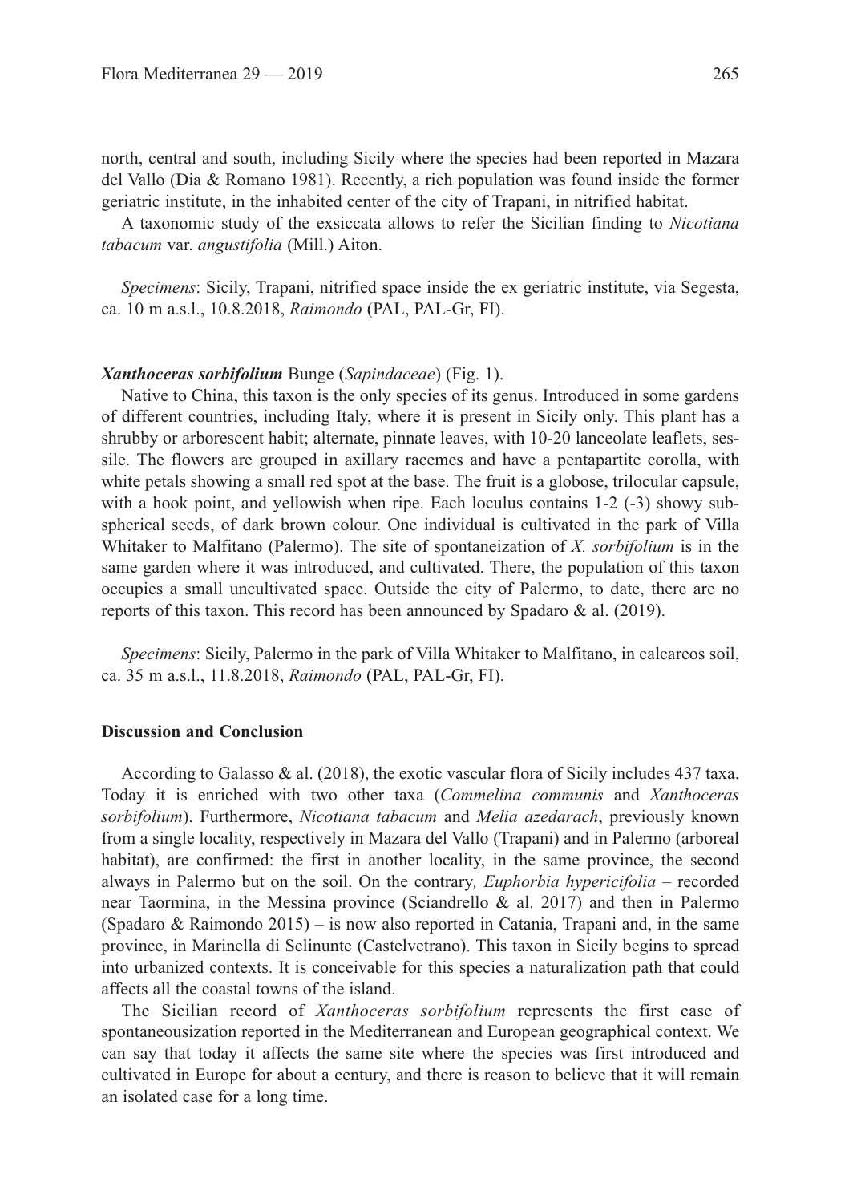north, central and south, including Sicily where the species had been reported in Mazara del Vallo (Dia & Romano 1981). Recently, a rich population was found inside the former geriatric institute, in the inhabited center of the city of Trapani, in nitrified habitat.

A taxonomic study of the exsiccata allows to refer the Sicilian finding to *Nicotiana tabacum* var. *angustifolia* (Mill.) Aiton.

*Specimens*: Sicily, Trapani, nitrified space inside the ex geriatric institute, via Segesta, ca. 10 m a.s.l., 10.8.2018, *Raimondo* (PAL, PAL-Gr, FI).

***Xanthoceras sorbifolium*** **Bunge (*Sapindaceae*) (Fig. 1).**

Native to China, this taxon is the only species of its genus. Introduced in some gardens of different countries, including Italy, where it is present in Sicily only. This plant has a shrubby or arborescent habit; alternate, pinnate leaves, with 10-20 lanceolate leaflets, sessile. The flowers are grouped in axillary racemes and have a pentapartite corolla, with white petals showing a small red spot at the base. The fruit is a globose, trilocular capsule, with a hook point, and yellowish when ripe. Each loculus contains 1-2 (-3) showy subspherical seeds, of dark brown colour. One individual is cultivated in the park of Villa Whitaker to Malfitano (Palermo). The site of spontaneization of *X. sorbifolium* is in the same garden where it was introduced, and cultivated. There, the population of this taxon occupies a small uncultivated space. Outside the city of Palermo, to date, there are no reports of this taxon. This record has been announced by Spadaro & al. (2019).

*Specimens*: Sicily, Palermo in the park of Villa Whitaker to Malfitano, in calcareos soil, ca. 35 m a.s.l., 11.8.2018, *Raimondo* (PAL, PAL-Gr, FI).

## Discussion and Conclusion

According to Galasso & al. (2018), the exotic vascular flora of Sicily includes 437 taxa. Today it is enriched with two other taxa (*Commelina communis* and *Xanthoceras sorbifolium*). Furthermore, *Nicotiana tabacum* and *Melia azedarach*, previously known from a single locality, respectively in Mazara del Vallo (Trapani) and in Palermo (arboreal habitat), are confirmed: the first in another locality, in the same province, the second always in Palermo but on the soil. On the contrary*, Euphorbia hypericifolia* – recorded near Taormina, in the Messina province (Sciandrello & al. 2017) and then in Palermo (Spadaro & Raimondo 2015) – is now also reported in Catania, Trapani and, in the same province, in Marinella di Selinunte (Castelvetrano). This taxon in Sicily begins to spread into urbanized contexts. It is conceivable for this species a naturalization path that could affects all the coastal towns of the island.

The Sicilian record of *Xanthoceras sorbifolium* represents the first case of spontaneousization reported in the Mediterranean and European geographical context. We can say that today it affects the same site where the species was first introduced and cultivated in Europe for about a century, and there is reason to believe that it will remain an isolated case for a long time.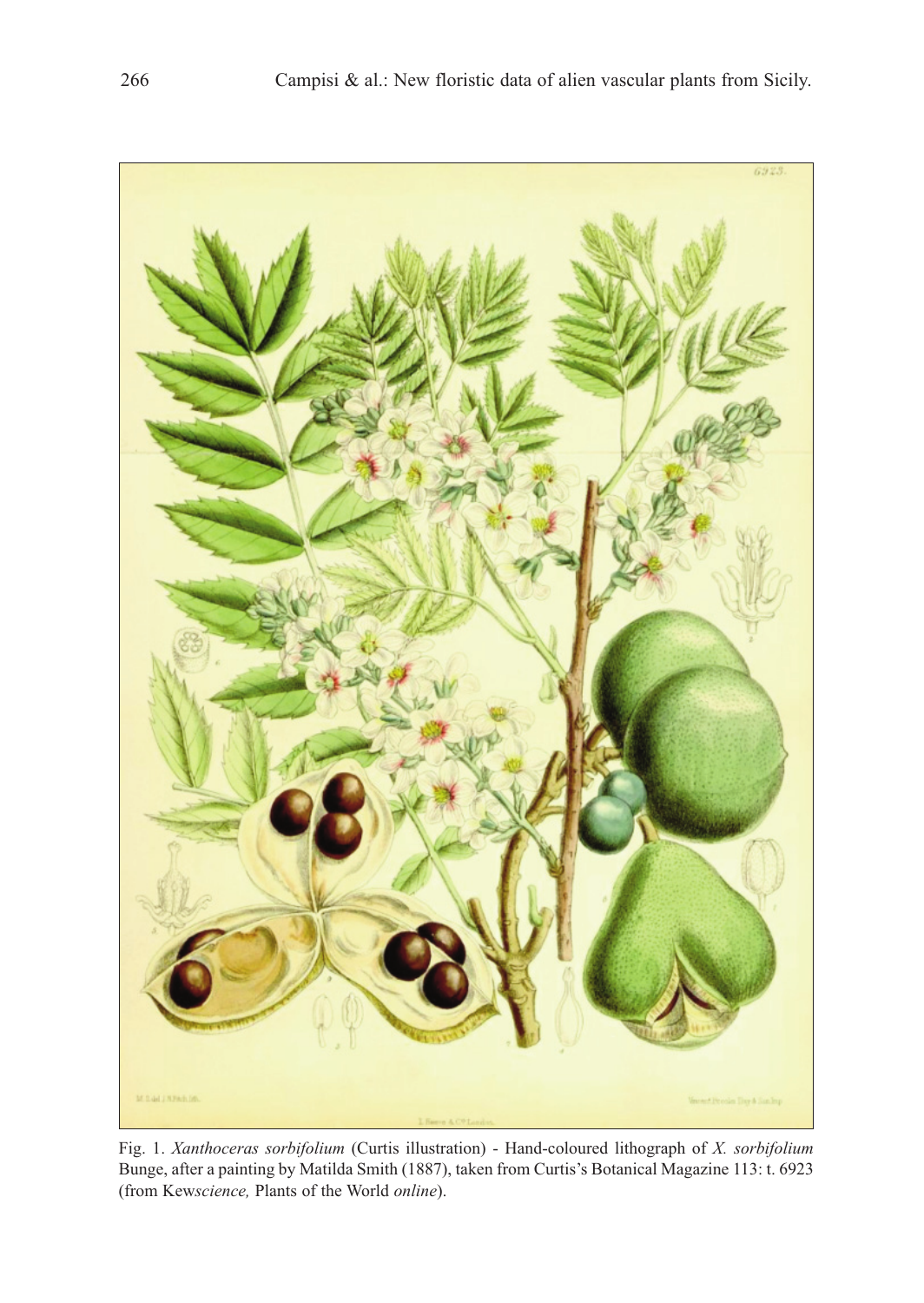Fig. 1. *Xanthoceras sorbifolium* (Curtis illustration) - Hand-coloured lithograph of *X. sorbifolium* Bunge, after a painting by Matilda Smith (1887), taken from Curtis's Botanical Magazine 113: t. 6923 (from Kew*science,* Plants of the World *online*).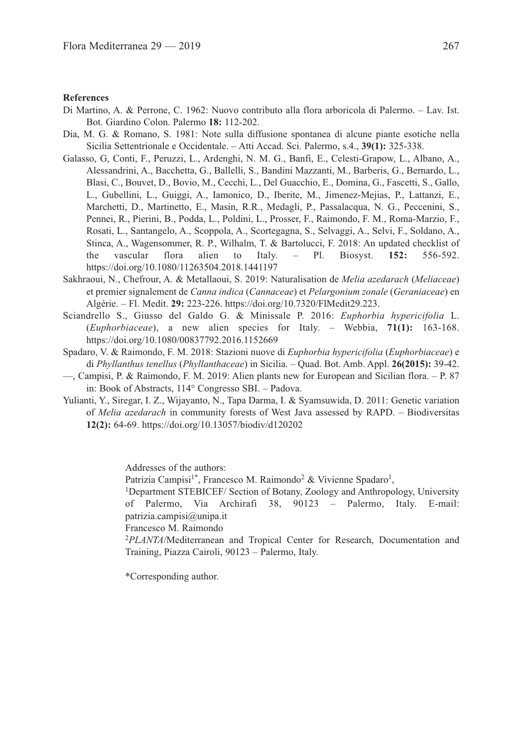**References**

Di Martino, A. & Perrone, C. 1962: Nuovo contributo alla flora arboricola di Palermo. – Lav. Ist. Bot. Giardino Colon. Palermo **18:** 112-202.

Dia, M. G. & Romano, S. 1981: Note sulla diffusione spontanea di alcune piante esotiche nella Sicilia Settentrionale e Occidentale. – Atti Accad. Sci. Palermo, s.4., **39(1):** 325-338.

Galasso, G, Conti, F., Peruzzi, L., Ardenghi, N. M. G., Banfi, E., Celesti-Grapow, L., Albano, A., Alessandrini, A., Bacchetta, G., Ballelli, S., Bandini Mazzanti, M., Barberis, G., Bernardo, L., Blasi, C., Bouvet, D., Bovio, M., Cecchi, L., Del Guacchio, E., Domina, G., Fascetti, S., Gallo, L., Gubellini, L., Guiggi, A., Iamonico, D., Iberite, M., Jimenez-Mejias, P., Lattanzi, E., Marchetti, D., Martinetto, E., Masin, R.R., Medagli, P., Passalacqua, N. G., Peccenini, S., Pennei, R., Pierini, B., Podda, L., Poldini, L., Prosser, F., Raimondo, F. M., Roma-Marzio, F., Rosati, L., Santangelo, A., Scoppola, A., Scortegagna, S., Selvaggi, A., Selvi, F., Soldano, A., Stinca, A., Wagensommer, R. P., Wilhalm, T. & Bartolucci, F. 2018: An updated checklist of the vascular flora alien to Italy. – Pl. Biosyst. **152:** 556-592. https://doi.org/10.1080/11263504.2018.1441197

Sakhraoui, N., Chefrour, A. & Metallaoui, S. 2019: Naturalisation de *Melia azedarach* (*Meliaceae*) et premier signalement de *Canna indica* (*Cannaceae*) et *Pelargonium zonale* (*Geraniaceae*) en Algérie. – Fl. Medit. **29:** 223-226. https://doi.org/10.7320/FlMedit29.223.

Sciandrello S., Giusso del Galdo G. & Minissale P. 2016: *Euphorbia hypericifolia* L. (*Euphorbiaceae*), a new alien species for Italy. – Webbia, **71(1):** 163-168. https://doi.org/10.1080/00837792.2016.1152669

Spadaro, V. & Raimondo, F. M. 2018: Stazioni nuove di *Euphorbia hypericifolia* (*Euphorbiaceae*) e di *Phyllanthus tenellus* (*Phyllanthaceae*) in Sicilia. – Quad. Bot. Amb. Appl. **26(2015):** 39-42.

—, Campisi, P. & Raimondo, F. M. 2019: Alien plants new for European and Sicilian flora. – P. 87 in: Book of Abstracts, 114° Congresso SBI. – Padova.

Yulianti, Y., Siregar, I. Z., Wijayanto, N., Tapa Darma, I. & Syamsuwida, D. 2011: Genetic variation of *Melia azedarach* in community forests of West Java assessed by RAPD. – Biodiversitas **12(2):** 64-69. https://doi.org/10.13057/biodiv/d120202

Addresses of the authors:
Patrizia Campisi[1*], Francesco M. Raimondo[2] & Vivienne Spadaro[1],
[1]Department STEBICEF/ Section of Botany, Zoology and Anthropology, University of Palermo, Via Archirafi 38, 90123 – Palermo, Italy. E-mail: patrizia.campisi@unipa.it
Francesco M. Raimondo
[2]*PLANTA*/Mediterranean and Tropical Center for Research, Documentation and Training, Piazza Cairoli, 90123 – Palermo, Italy.

*Corresponding author.